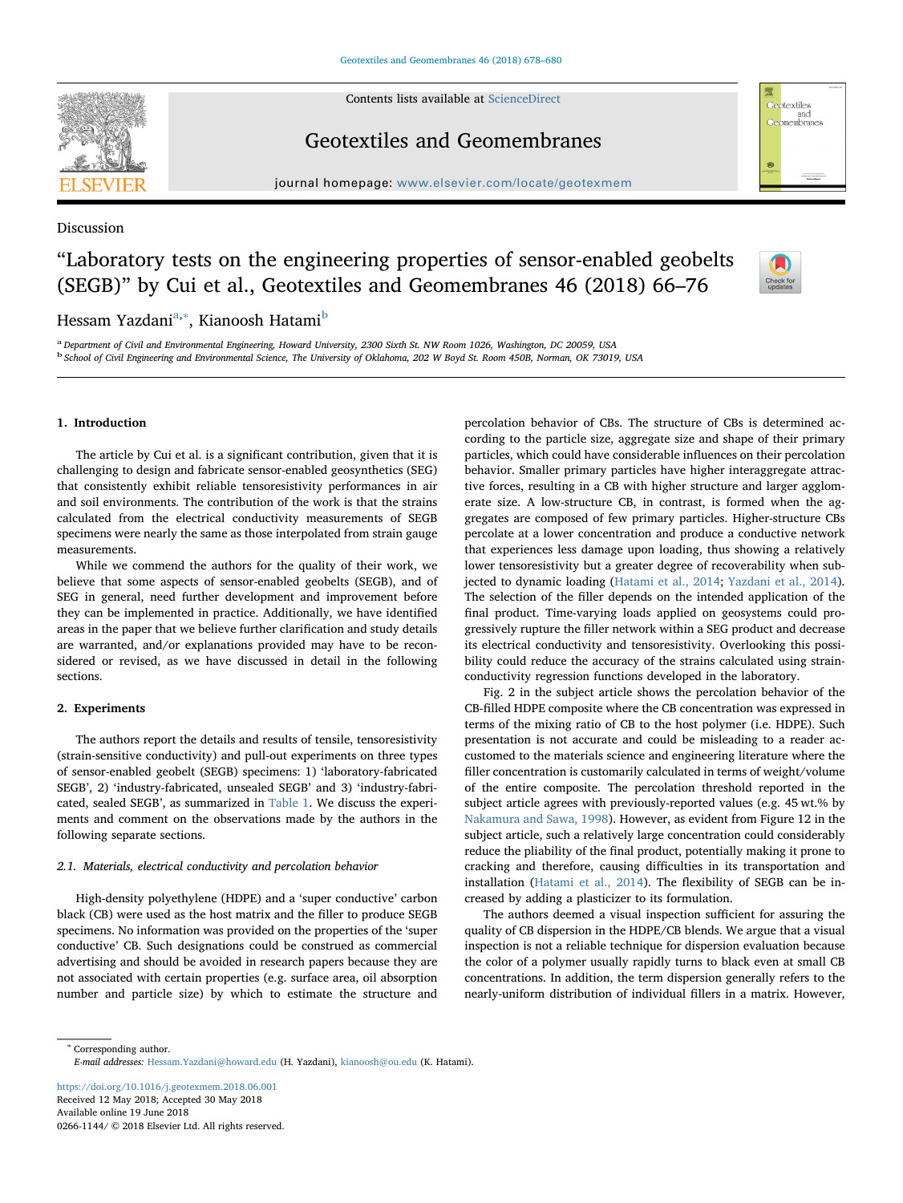Discussion

# "Laboratory tests on the engineering properties of sensor-enabled geobelts (SEGB)" by Cui et al., Geotextiles and Geomembranes 46 (2018) 66–76

Hessam Yazdani[a,*], Kianoosh Hatami[b]

[a] Department of Civil and Environmental Engineering, Howard University, 2300 Sixth St. NW Room 1026, Washington, DC 20059, USA

[b] School of Civil Engineering and Environmental Science, The University of Oklahoma, 202 W Boyd St. Room 450B, Norman, OK 73019, USA

## 1. Introduction

The article by Cui et al. is a significant contribution, given that it is challenging to design and fabricate sensor-enabled geosynthetics (SEG) that consistently exhibit reliable tensoresistivity performances in air and soil environments. The contribution of the work is that the strains calculated from the electrical conductivity measurements of SEGB specimens were nearly the same as those interpolated from strain gauge measurements.

While we commend the authors for the quality of their work, we believe that some aspects of sensor-enabled geobelts (SEGB), and of SEG in general, need further development and improvement before they can be implemented in practice. Additionally, we have identified areas in the paper that we believe further clarification and study details are warranted, and/or explanations provided may have to be reconsidered or revised, as we have discussed in detail in the following sections.

## 2. Experiments

The authors report the details and results of tensile, tensoresistivity (strain-sensitive conductivity) and pull-out experiments on three types of sensor-enabled geobelt (SEGB) specimens: 1) 'laboratory-fabricated SEGB', 2) 'industry-fabricated, unsealed SEGB' and 3) 'industry-fabricated, sealed SEGB', as summarized in Table 1. We discuss the experiments and comment on the observations made by the authors in the following separate sections.

### 2.1. Materials, electrical conductivity and percolation behavior

High-density polyethylene (HDPE) and a 'super conductive' carbon black (CB) were used as the host matrix and the filler to produce SEGB specimens. No information was provided on the properties of the 'super conductive' CB. Such designations could be construed as commercial advertising and should be avoided in research papers because they are not associated with certain properties (e.g. surface area, oil absorption number and particle size) by which to estimate the structure and percolation behavior of CBs. The structure of CBs is determined according to the particle size, aggregate size and shape of their primary particles, which could have considerable influences on their percolation behavior. Smaller primary particles have higher interaggregate attractive forces, resulting in a CB with higher structure and larger agglomerate size. A low-structure CB, in contrast, is formed when the aggregates are composed of few primary particles. Higher-structure CBs percolate at a lower concentration and produce a conductive network that experiences less damage upon loading, thus showing a relatively lower tensoresistivity but a greater degree of recoverability when subjected to dynamic loading (Hatami et al., 2014; Yazdani et al., 2014). The selection of the filler depends on the intended application of the final product. Time-varying loads applied on geosystems could progressively rupture the filler network within a SEG product and decrease its electrical conductivity and tensoresistivity. Overlooking this possibility could reduce the accuracy of the strains calculated using strain-conductivity regression functions developed in the laboratory.

Fig. 2 in the subject article shows the percolation behavior of the CB-filled HDPE composite where the CB concentration was expressed in terms of the mixing ratio of CB to the host polymer (i.e. HDPE). Such presentation is not accurate and could be misleading to a reader accustomed to the materials science and engineering literature where the filler concentration is customarily calculated in terms of weight/volume of the entire composite. The percolation threshold reported in the subject article agrees with previously-reported values (e.g. 45 wt.% by Nakamura and Sawa, 1998). However, as evident from Figure 12 in the subject article, such a relatively large concentration could considerably reduce the pliability of the final product, potentially making it prone to cracking and therefore, causing difficulties in its transportation and installation (Hatami et al., 2014). The flexibility of SEGB can be increased by adding a plasticizer to its formulation.

The authors deemed a visual inspection sufficient for assuring the quality of CB dispersion in the HDPE/CB blends. We argue that a visual inspection is not a reliable technique for dispersion evaluation because the color of a polymer usually rapidly turns to black even at small CB concentrations. In addition, the term dispersion generally refers to the nearly-uniform distribution of individual fillers in a matrix. However,

[*] Corresponding author.

*E-mail addresses:* Hessam.Yazdani@howard.edu (H. Yazdani), kianoosh@ou.edu (K. Hatami).

https://doi.org/10.1016/j.geotexmem.2018.06.001

Received 12 May 2018; Accepted 30 May 2018

Available online 19 June 2018

0266-1144/ © 2018 Elsevier Ltd. All rights reserved.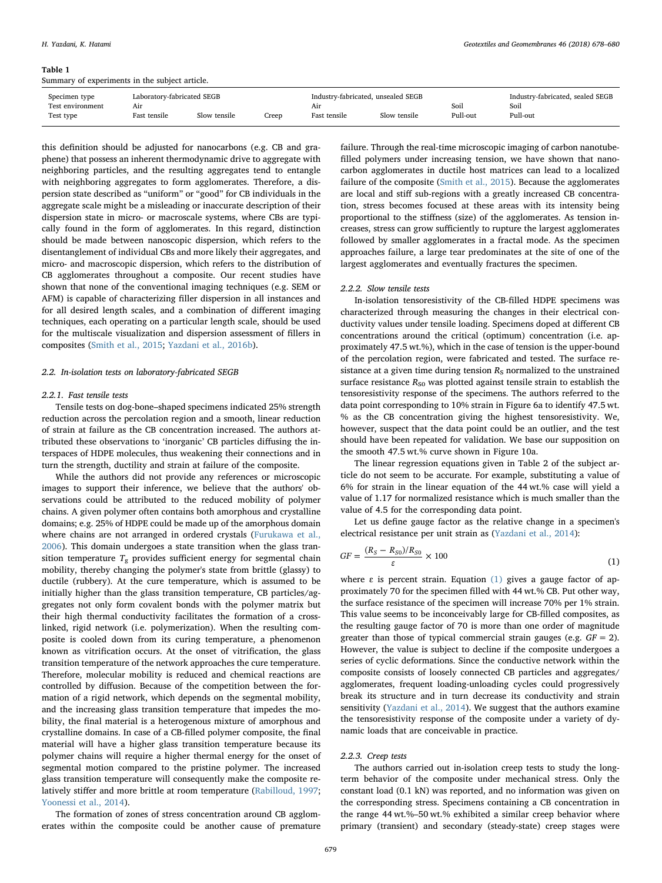Table 1
Summary of experiments in the subject article.

| Specimen type | Laboratory-fabricated SEGB | | | Industry-fabricated, unsealed SEGB | | | Industry-fabricated, sealed SEGB |
|---|---|---|---|---|---|---|---|
| Test environment | Air | | | Air | | Soil | Soil |
| Test type | Fast tensile | Slow tensile | Creep | Fast tensile | Slow tensile | Pull-out | Pull-out |

this definition should be adjusted for nanocarbons (e.g. CB and graphene) that possess an inherent thermodynamic drive to aggregate with neighboring particles, and the resulting aggregates tend to entangle with neighboring aggregates to form agglomerates. Therefore, a dispersion state described as "uniform" or "good" for CB individuals in the aggregate scale might be a misleading or inaccurate description of their dispersion state in micro- or macroscale systems, where CBs are typically found in the form of agglomerates. In this regard, distinction should be made between nanoscopic dispersion, which refers to the disentanglement of individual CBs and more likely their aggregates, and micro- and macroscopic dispersion, which refers to the distribution of CB agglomerates throughout a composite. Our recent studies have shown that none of the conventional imaging techniques (e.g. SEM or AFM) is capable of characterizing filler dispersion in all instances and for all desired length scales, and a combination of different imaging techniques, each operating on a particular length scale, should be used for the multiscale visualization and dispersion assessment of fillers in composites (Smith et al., 2015; Yazdani et al., 2016b).

### 2.2. In-isolation tests on laboratory-fabricated SEGB

#### 2.2.1. Fast tensile tests

Tensile tests on dog-bone–shaped specimens indicated 25% strength reduction across the percolation region and a smooth, linear reduction of strain at failure as the CB concentration increased. The authors attributed these observations to 'inorganic' CB particles diffusing the interspaces of HDPE molecules, thus weakening their connections and in turn the strength, ductility and strain at failure of the composite.

While the authors did not provide any references or microscopic images to support their inference, we believe that the authors' observations could be attributed to the reduced mobility of polymer chains. A given polymer often contains both amorphous and crystalline domains; e.g. 25% of HDPE could be made up of the amorphous domain where chains are not arranged in ordered crystals (Furukawa et al., 2006). This domain undergoes a state transition when the glass transition temperature $T_g$ provides sufficient energy for segmental chain mobility, thereby changing the polymer's state from brittle (glassy) to ductile (rubbery). At the cure temperature, which is assumed to be initially higher than the glass transition temperature, CB particles/aggregates not only form covalent bonds with the polymer matrix but their high thermal conductivity facilitates the formation of a cross-linked, rigid network (i.e. polymerization). When the resulting composite is cooled down from its curing temperature, a phenomenon known as vitrification occurs. At the onset of vitrification, the glass transition temperature of the network approaches the cure temperature. Therefore, molecular mobility is reduced and chemical reactions are controlled by diffusion. Because of the competition between the formation of a rigid network, which depends on the segmental mobility, and the increasing glass transition temperature that impedes the mobility, the final material is a heterogenous mixture of amorphous and crystalline domains. In case of a CB-filled polymer composite, the final material will have a higher glass transition temperature because its polymer chains will require a higher thermal energy for the onset of segmental motion compared to the pristine polymer. The increased glass transition temperature will consequently make the composite relatively stiffer and more brittle at room temperature (Rabilloud, 1997; Yoonessi et al., 2014).

The formation of zones of stress concentration around CB agglomerates within the composite could be another cause of premature failure. Through the real-time microscopic imaging of carbon nanotube-filled polymers under increasing tension, we have shown that nanocarbon agglomerates in ductile host matrices can lead to a localized failure of the composite (Smith et al., 2015). Because the agglomerates are local and stiff sub-regions with a greatly increased CB concentration, stress becomes focused at these areas with its intensity being proportional to the stiffness (size) of the agglomerates. As tension increases, stress can grow sufficiently to rupture the largest agglomerates followed by smaller agglomerates in a fractal mode. As the specimen approaches failure, a large tear predominates at the site of one of the largest agglomerates and eventually fractures the specimen.

#### 2.2.2. Slow tensile tests

In-isolation tensoresistivity of the CB-filled HDPE specimens was characterized through measuring the changes in their electrical conductivity values under tensile loading. Specimens doped at different CB concentrations around the critical (optimum) concentration (i.e. approximately 47.5 wt.%), which in the case of tension is the upper-bound of the percolation region, were fabricated and tested. The surface resistance at a given time during tension $R_S$ normalized to the unstrained surface resistance $R_{S0}$ was plotted against tensile strain to establish the tensoresistivity response of the specimens. The authors referred to the data point corresponding to 10% strain in Figure 6a to identify 47.5 wt.% as the CB concentration giving the highest tensoresistivity. We, however, suspect that the data point could be an outlier, and the test should have been repeated for validation. We base our supposition on the smooth 47.5 wt.% curve shown in Figure 10a.

The linear regression equations given in Table 2 of the subject article do not seem to be accurate. For example, substituting a value of 6% for strain in the linear equation of the 44 wt.% case will yield a value of 1.17 for normalized resistance which is much smaller than the value of 4.5 for the corresponding data point.

Let us define gauge factor as the relative change in a specimen's electrical resistance per unit strain as (Yazdani et al., 2014):

$$GF = \frac{(R_S - R_{S0})/R_{S0}}{\varepsilon} \times 100 \tag{1}$$

where ε is percent strain. Equation (1) gives a gauge factor of approximately 70 for the specimen filled with 44 wt.% CB. Put other way, the surface resistance of the specimen will increase 70% per 1% strain. This value seems to be inconceivably large for CB-filled composites, as the resulting gauge factor of 70 is more than one order of magnitude greater than those of typical commercial strain gauges (e.g. $GF = 2$). However, the value is subject to decline if the composite undergoes a series of cyclic deformations. Since the conductive network within the composite consists of loosely connected CB particles and aggregates/agglomerates, frequent loading-unloading cycles could progressively break its structure and in turn decrease its conductivity and strain sensitivity (Yazdani et al., 2014). We suggest that the authors examine the tensoresistivity response of the composite under a variety of dynamic loads that are conceivable in practice.

#### 2.2.3. Creep tests

The authors carried out in-isolation creep tests to study the long-term behavior of the composite under mechanical stress. Only the constant load (0.1 kN) was reported, and no information was given on the corresponding stress. Specimens containing a CB concentration in the range 44 wt.%–50 wt.% exhibited a similar creep behavior where primary (transient) and secondary (steady-state) creep stages were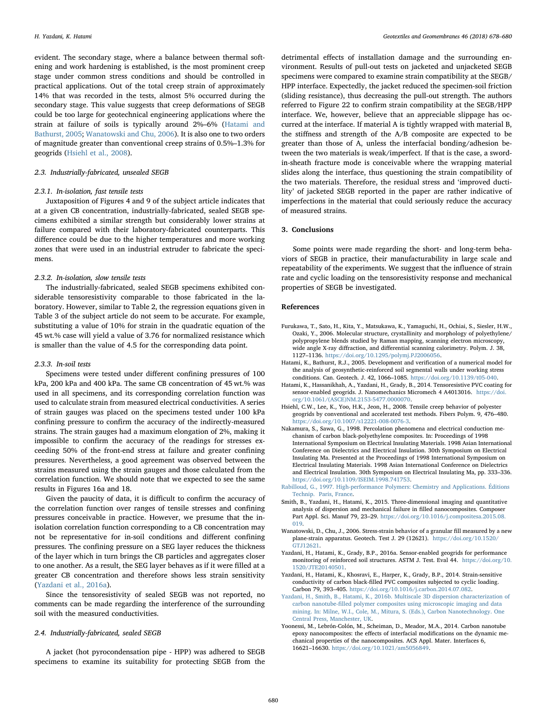evident. The secondary stage, where a balance between thermal softening and work hardening is established, is the most prominent creep stage under common stress conditions and should be controlled in practical applications. Out of the total creep strain of approximately 14% that was recorded in the tests, almost 5% occurred during the secondary stage. This value suggests that creep deformations of SEGB could be too large for geotechnical engineering applications where the strain at failure of soils is typically around 2%–6% (Hatami and Bathurst, 2005; Wanatowski and Chu, 2006). It is also one to two orders of magnitude greater than conventional creep strains of 0.5%–1.3% for geogrids (Hsiehl et al., 2008).

### 2.3. Industrially-fabricated, unsealed SEGB

#### 2.3.1. In-isolation, fast tensile tests

Juxtaposition of Figures 4 and 9 of the subject article indicates that at a given CB concentration, industrially-fabricated, sealed SEGB specimens exhibited a similar strength but considerably lower strains at failure compared with their laboratory-fabricated counterparts. This difference could be due to the higher temperatures and more working zones that were used in an industrial extruder to fabricate the specimens.

#### 2.3.2. In-isolation, slow tensile tests

The industrially-fabricated, sealed SEGB specimens exhibited considerable tensoresistivity comparable to those fabricated in the laboratory. However, similar to Table 2, the regression equations given in Table 3 of the subject article do not seem to be accurate. For example, substituting a value of 10% for strain in the quadratic equation of the 45 wt.% case will yield a value of 3.76 for normalized resistance which is smaller than the value of 4.5 for the corresponding data point.

#### 2.3.3. In-soil tests

Specimens were tested under different confining pressures of 100 kPa, 200 kPa and 400 kPa. The same CB concentration of 45 wt.% was used in all specimens, and its corresponding correlation function was used to calculate strain from measured electrical conductivities. A series of strain gauges was placed on the specimens tested under 100 kPa confining pressure to confirm the accuracy of the indirectly-measured strains. The strain gauges had a maximum elongation of 2%, making it impossible to confirm the accuracy of the readings for stresses exceeding 50% of the front-end stress at failure and greater confining pressures. Nevertheless, a good agreement was observed between the strains measured using the strain gauges and those calculated from the correlation function. We should note that we expected to see the same results in Figures 16a and 18.

Given the paucity of data, it is difficult to confirm the accuracy of the correlation function over ranges of tensile stresses and confining pressures conceivable in practice. However, we presume that the in-isolation correlation function corresponding to a CB concentration may not be representative for in-soil conditions and different confining pressures. The confining pressure on a SEG layer reduces the thickness of the layer which in turn brings the CB particles and aggregates closer to one another. As a result, the SEG layer behaves as if it were filled at a greater CB concentration and therefore shows less strain sensitivity (Yazdani et al., 2016a).

Since the tensoresistivity of sealed SEGB was not reported, no comments can be made regarding the interference of the surrounding soil with the measured conductivities.

### 2.4. Industrially-fabricated, sealed SEGB

A jacket (hot pyrocondensation pipe - HPP) was adhered to SEGB specimens to examine its suitability for protecting SEGB from the detrimental effects of installation damage and the surrounding environment. Results of pull-out tests on jacketed and unjacketed SEGB specimens were compared to examine strain compatibility at the SEGB/HPP interface. Expectedly, the jacket reduced the specimen-soil friction (sliding resistance), thus decreasing the pull-out strength. The authors referred to Figure 22 to confirm strain compatibility at the SEGB/HPP interface. We, however, believe that an appreciable slippage has occurred at the interface. If material A is tightly wrapped with material B, the stiffness and strength of the A/B composite are expected to be greater than those of A, unless the interfacial bonding/adhesion between the two materials is weak/imperfect. If that is the case, a sword-in-sheath fracture mode is conceivable where the wrapping material slides along the interface, thus questioning the strain compatibility of the two materials. Therefore, the residual stress and 'improved ductility' of jacketed SEGB reported in the paper are rather indicative of imperfections in the material that could seriously reduce the accuracy of measured strains.

## 3. Conclusions

Some points were made regarding the short- and long-term behaviors of SEGB in practice, their manufacturability in large scale and repeatability of the experiments. We suggest that the influence of strain rate and cyclic loading on the tensoresistivity response and mechanical properties of SEGB be investigated.

## References

Furukawa, T., Sato, H., Kita, Y., Matsukawa, K., Yamaguchi, H., Ochiai, S., Siesler, H.W., Ozaki, Y., 2006. Molecular structure, crystallinity and morphology of polyethylene/polypropylene blends studied by Raman mapping, scanning electron microscopy, wide angle X-ray diffraction, and differential scanning calorimetry. Polym. J. 38, 1127–1136. https://doi.org/10.1295/polymj.PJ2006056.

Hatami, K., Bathurst, R.J., 2005. Development and verification of a numerical model for the analysis of geosynthetic-reinforced soil segmental walls under working stress conditions. Can. Geotech. J. 42, 1066–1085. https://doi.org/10.1139/t05-040.

Hatami, K., Hassanikhah, A., Yazdani, H., Grady, B., 2014. Tensoresistive PVC coating for sensor-enabled geogrids. J. Nanomechanics Micromech 4 A4013016. https://doi.org/10.1061/(ASCE)NM.2153-5477.0000070.

Hsiehl, C.W., Lee, K., Yoo, H.K., Jeon, H., 2008. Tensile creep behavior of polyester geogrids by conventional and accelerated test methods. Fibers Polym. 9, 476–480. https://doi.org/10.1007/s12221-008-0076-3.

Nakamura, S., Sawa, G., 1998. Percolation phenomena and electrical conduction mechanism of carbon black-polyethylene composites. In: Proceedings of 1998 International Symposium on Electrical Insulating Materials. 1998 Asian International Conference on Dielectrics and Electrical Insulation. 30th Symposium on Electrical Insulating Ma. Presented at the Proceedings of 1998 International Symposium on Electrical Insulating Materials. 1998 Asian International Conference on Dielectrics and Electrical Insulation. 30th Symposium on Electrical Insulating Ma, pp. 333–336. https://doi.org/10.1109/ISEIM.1998.741753.

Rabilloud, G., 1997. High-performance Polymers: Chemistry and Applications. Éditions Technip. Paris, France.

Smith, B., Yazdani, H., Hatami, K., 2015. Three-dimensional imaging and quantitative analysis of dispersion and mechanical failure in filled nanocomposites. Composer Part Appl. Sci. Manuf 79, 23–29. https://doi.org/10.1016/j.compositesa.2015.08.019.

Wanatowski, D., Chu, J., 2006. Stress-strain behavior of a granular fill measured by a new plane-strain apparatus. Geotech. Test J. 29 (12621). https://doi.org/10.1520/GTJ12621.

Yazdani, H., Hatami, K., Grady, B.P., 2016a. Sensor-enabled geogrids for performance monitoring of reinforced soil structures. ASTM J. Test. Eval 44. https://doi.org/10.1520/JTE20140501.

Yazdani, H., Hatami, K., Khosravi, E., Harper, K., Grady, B.P., 2014. Strain-sensitive conductivity of carbon black-filled PVC composites subjected to cyclic loading. Carbon 79, 393–405. https://doi.org/10.1016/j.carbon.2014.07.082.

Yazdani, H., Smith, B., Hatami, K., 2016b. Multiscale 3D dispersion characterization of carbon nanotube-filled polymer composites using microscopic imaging and data mining. In: Milne, W.I., Cole, M., Mitura, S. (Eds.), Carbon Nanotechnology. One Central Press, Manchester, UK.

Yoonessi, M., Lebrón-Colón, M., Scheiman, D., Meador, M.A., 2014. Carbon nanotube epoxy nanocomposites: the effects of interfacial modifications on the dynamic mechanical properties of the nanocomposites. ACS Appl. Mater. Interfaces 6, 16621–16630. https://doi.org/10.1021/am5056849.